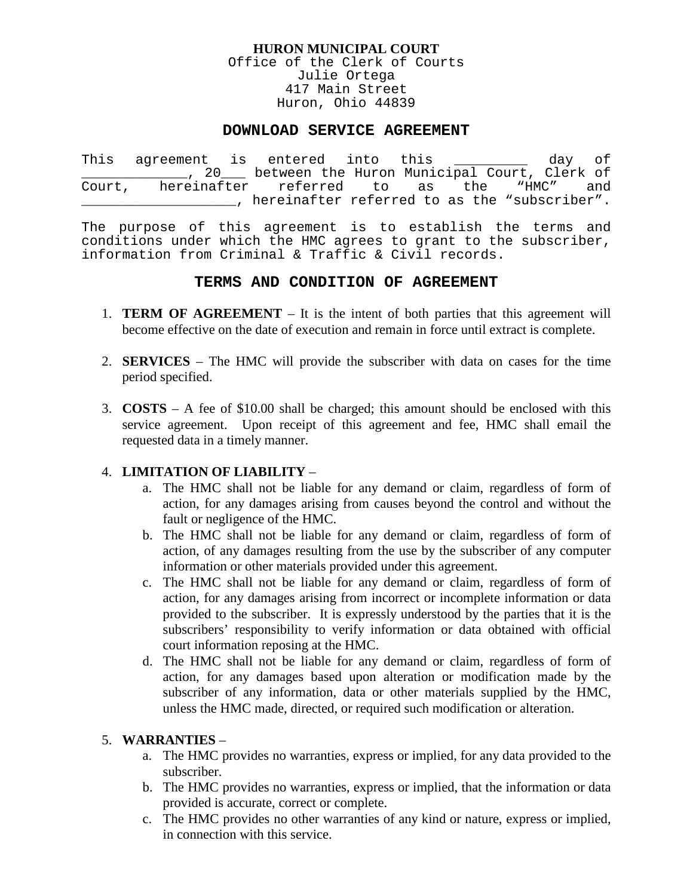**HURON MUNICIPAL COURT**
Office of the Clerk of Courts
Julie Ortega
417 Main Street
Huron, Ohio 44839

# DOWNLOAD SERVICE AGREEMENT

This agreement is entered into this _________ day of _____________, 20___ between the Huron Municipal Court, Clerk of Court, hereinafter referred to as the "HMC" and ___________________, hereinafter referred to as the "subscriber".

The purpose of this agreement is to establish the terms and conditions under which the HMC agrees to grant to the subscriber, information from Criminal & Traffic & Civil records.

## TERMS AND CONDITION OF AGREEMENT

1. **TERM OF AGREEMENT** – It is the intent of both parties that this agreement will become effective on the date of execution and remain in force until extract is complete.

2. **SERVICES** – The HMC will provide the subscriber with data on cases for the time period specified.

3. **COSTS** – A fee of $10.00 shall be charged; this amount should be enclosed with this service agreement. Upon receipt of this agreement and fee, HMC shall email the requested data in a timely manner.

4. **LIMITATION OF LIABILITY** –
   a. The HMC shall not be liable for any demand or claim, regardless of form of action, for any damages arising from causes beyond the control and without the fault or negligence of the HMC.
   b. The HMC shall not be liable for any demand or claim, regardless of form of action, of any damages resulting from the use by the subscriber of any computer information or other materials provided under this agreement.
   c. The HMC shall not be liable for any demand or claim, regardless of form of action, for any damages arising from incorrect or incomplete information or data provided to the subscriber. It is expressly understood by the parties that it is the subscribers' responsibility to verify information or data obtained with official court information reposing at the HMC.
   d. The HMC shall not be liable for any demand or claim, regardless of form of action, for any damages based upon alteration or modification made by the subscriber of any information, data or other materials supplied by the HMC, unless the HMC made, directed, or required such modification or alteration.

5. **WARRANTIES** –
   a. The HMC provides no warranties, express or implied, for any data provided to the subscriber.
   b. The HMC provides no warranties, express or implied, that the information or data provided is accurate, correct or complete.
   c. The HMC provides no other warranties of any kind or nature, express or implied, in connection with this service.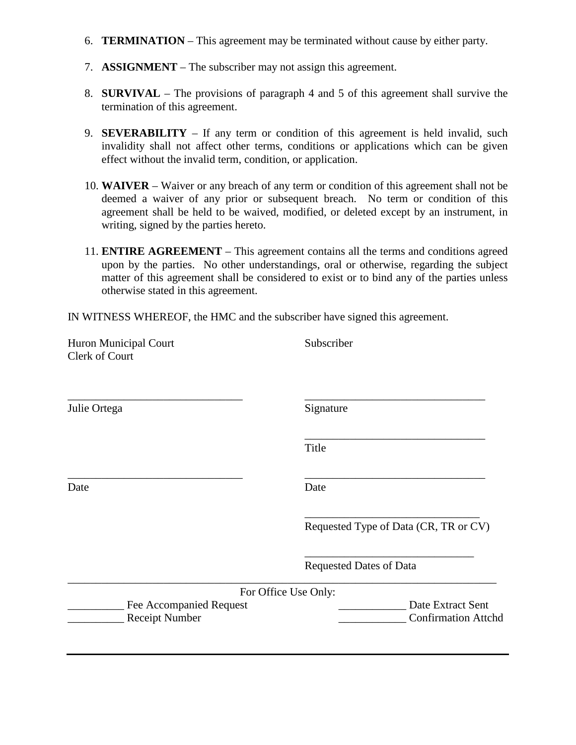6. **TERMINATION** – This agreement may be terminated without cause by either party.

7. **ASSIGNMENT** – The subscriber may not assign this agreement.

8. **SURVIVAL** – The provisions of paragraph 4 and 5 of this agreement shall survive the termination of this agreement.

9. **SEVERABILITY** – If any term or condition of this agreement is held invalid, such invalidity shall not affect other terms, conditions or applications which can be given effect without the invalid term, condition, or application.

10. **WAIVER** – Waiver or any breach of any term or condition of this agreement shall not be deemed a waiver of any prior or subsequent breach. No term or condition of this agreement shall be held to be waived, modified, or deleted except by an instrument, in writing, signed by the parties hereto.

11. **ENTIRE AGREEMENT** – This agreement contains all the terms and conditions agreed upon by the parties. No other understandings, oral or otherwise, regarding the subject matter of this agreement shall be considered to exist or to bind any of the parties unless otherwise stated in this agreement.

IN WITNESS WHEREOF, the HMC and the subscriber have signed this agreement.

Huron Municipal Court
Clerk of Court

\_\_\_\_\_\_\_\_\_\_\_\_\_\_\_\_\_\_\_\_\_\_\_\_\_\_\_\_\_\_\_
Julie Ortega

\_\_\_\_\_\_\_\_\_\_\_\_\_\_\_\_\_\_\_\_\_\_\_\_\_\_\_\_\_\_\_
Date

Subscriber

\_\_\_\_\_\_\_\_\_\_\_\_\_\_\_\_\_\_\_\_\_\_\_\_\_\_\_\_\_\_\_
Signature

\_\_\_\_\_\_\_\_\_\_\_\_\_\_\_\_\_\_\_\_\_\_\_\_\_\_\_\_\_\_\_
Title

\_\_\_\_\_\_\_\_\_\_\_\_\_\_\_\_\_\_\_\_\_\_\_\_\_\_\_\_\_\_\_
Date

\_\_\_\_\_\_\_\_\_\_\_\_\_\_\_\_\_\_\_\_\_\_\_\_\_\_\_\_\_\_\_
Requested Type of Data (CR, TR or CV)

\_\_\_\_\_\_\_\_\_\_\_\_\_\_\_\_\_\_\_\_\_\_\_\_\_\_\_\_\_\_\_
Requested Dates of Data

---

For Office Use Only:

\_\_\_\_\_\_\_\_\_\_ Fee Accompanied Request

\_\_\_\_\_\_\_\_\_\_ Receipt Number

\_\_\_\_\_\_\_\_\_\_\_\_ Date Extract Sent

\_\_\_\_\_\_\_\_\_\_\_\_ Confirmation Attchd